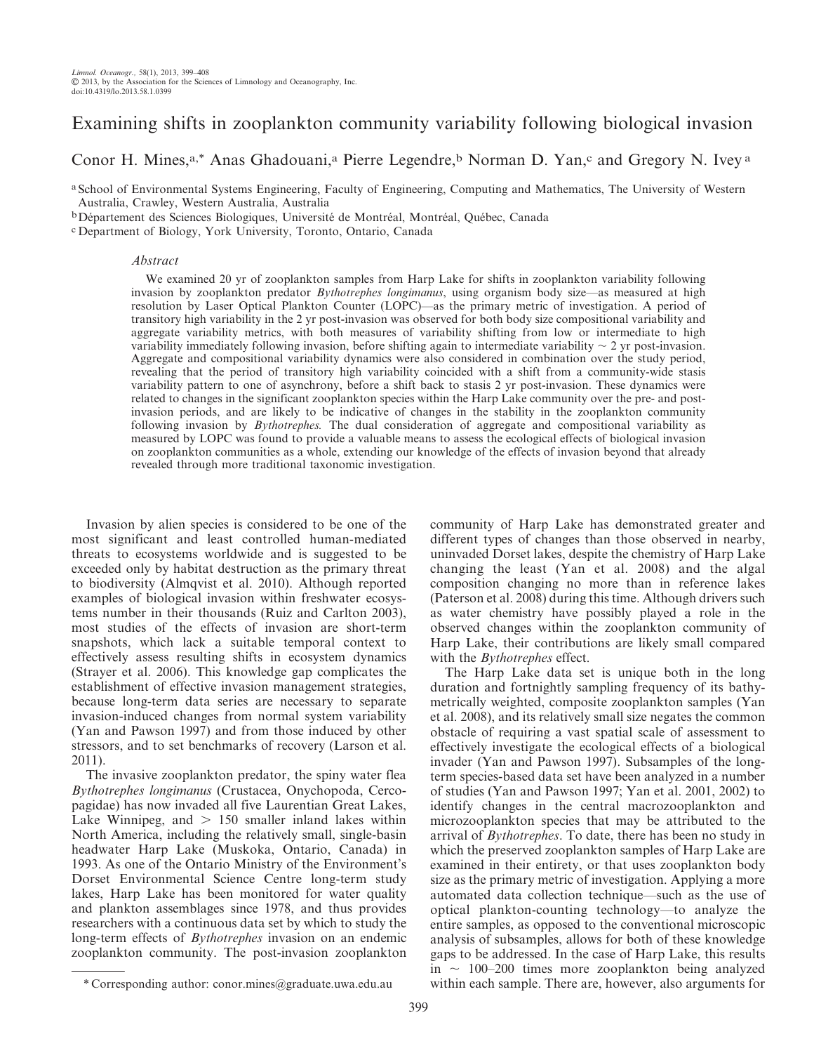# Examining shifts in zooplankton community variability following biological invasion

Conor H. Mines,[a,*] Anas Ghadouani,[a] Pierre Legendre,[b] Norman D. Yan,[c] and Gregory N. Ivey[a]

[a] School of Environmental Systems Engineering, Faculty of Engineering, Computing and Mathematics, The University of Western Australia, Crawley, Western Australia, Australia

[b] Département des Sciences Biologiques, Université de Montréal, Montréal, Québec, Canada

[c] Department of Biology, York University, Toronto, Ontario, Canada

## Abstract

We examined 20 yr of zooplankton samples from Harp Lake for shifts in zooplankton variability following invasion by zooplankton predator *Bythotrephes longimanus*, using organism body size—as measured at high resolution by Laser Optical Plankton Counter (LOPC)—as the primary metric of investigation. A period of transitory high variability in the 2 yr post-invasion was observed for both body size compositional variability and aggregate variability metrics, with both measures of variability shifting from low or intermediate to high variability immediately following invasion, before shifting again to intermediate variability ~ 2 yr post-invasion. Aggregate and compositional variability dynamics were also considered in combination over the study period, revealing that the period of transitory high variability coincided with a shift from a community-wide stasis variability pattern to one of asynchrony, before a shift back to stasis 2 yr post-invasion. These dynamics were related to changes in the significant zooplankton species within the Harp Lake community over the pre- and post-invasion periods, and are likely to be indicative of changes in the stability in the zooplankton community following invasion by *Bythotrephes.* The dual consideration of aggregate and compositional variability as measured by LOPC was found to provide a valuable means to assess the ecological effects of biological invasion on zooplankton communities as a whole, extending our knowledge of the effects of invasion beyond that already revealed through more traditional taxonomic investigation.

Invasion by alien species is considered to be one of the most significant and least controlled human-mediated threats to ecosystems worldwide and is suggested to be exceeded only by habitat destruction as the primary threat to biodiversity (Almqvist et al. 2010). Although reported examples of biological invasion within freshwater ecosystems number in their thousands (Ruiz and Carlton 2003), most studies of the effects of invasion are short-term snapshots, which lack a suitable temporal context to effectively assess resulting shifts in ecosystem dynamics (Strayer et al. 2006). This knowledge gap complicates the establishment of effective invasion management strategies, because long-term data series are necessary to separate invasion-induced changes from normal system variability (Yan and Pawson 1997) and from those induced by other stressors, and to set benchmarks of recovery (Larson et al. 2011).

The invasive zooplankton predator, the spiny water flea *Bythotrephes longimanus* (Crustacea, Onychopoda, Cercopagidae) has now invaded all five Laurentian Great Lakes, Lake Winnipeg, and > 150 smaller inland lakes within North America, including the relatively small, single-basin headwater Harp Lake (Muskoka, Ontario, Canada) in 1993. As one of the Ontario Ministry of the Environment's Dorset Environmental Science Centre long-term study lakes, Harp Lake has been monitored for water quality and plankton assemblages since 1978, and thus provides researchers with a continuous data set by which to study the long-term effects of *Bythotrephes* invasion on an endemic zooplankton community. The post-invasion zooplankton community of Harp Lake has demonstrated greater and different types of changes than those observed in nearby, uninvaded Dorset lakes, despite the chemistry of Harp Lake changing the least (Yan et al. 2008) and the algal composition changing no more than in reference lakes (Paterson et al. 2008) during this time. Although drivers such as water chemistry have possibly played a role in the observed changes within the zooplankton community of Harp Lake, their contributions are likely small compared with the *Bythotrephes* effect.

The Harp Lake data set is unique both in the long duration and fortnightly sampling frequency of its bathymetrically weighted, composite zooplankton samples (Yan et al. 2008), and its relatively small size negates the common obstacle of requiring a vast spatial scale of assessment to effectively investigate the ecological effects of a biological invader (Yan and Pawson 1997). Subsamples of the long-term species-based data set have been analyzed in a number of studies (Yan and Pawson 1997; Yan et al. 2001, 2002) to identify changes in the central macrozooplankton and microzooplankton species that may be attributed to the arrival of *Bythotrephes*. To date, there has been no study in which the preserved zooplankton samples of Harp Lake are examined in their entirety, or that uses zooplankton body size as the primary metric of investigation. Applying a more automated data collection technique—such as the use of optical plankton-counting technology—to analyze the entire samples, as opposed to the conventional microscopic analysis of subsamples, allows for both of these knowledge gaps to be addressed. In the case of Harp Lake, this results in ~ 100–200 times more zooplankton being analyzed within each sample. There are, however, also arguments for

\* Corresponding author: conor.mines@graduate.uwa.edu.au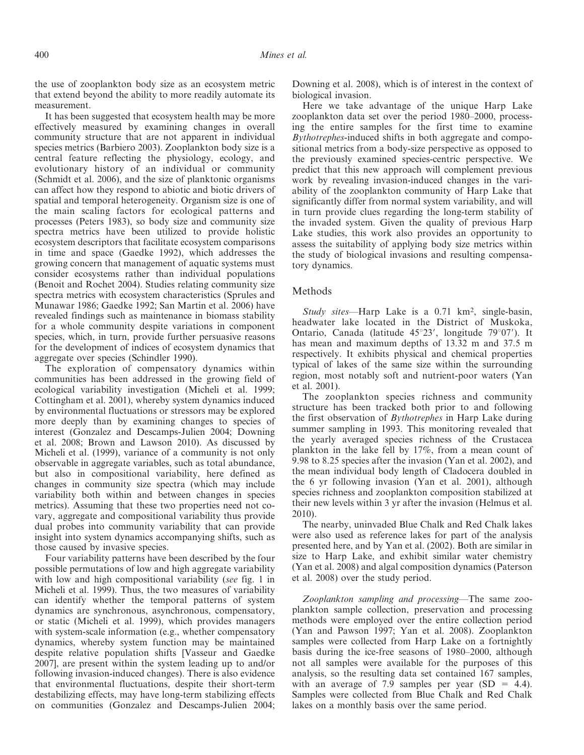the use of zooplankton body size as an ecosystem metric that extend beyond the ability to more readily automate its measurement.

It has been suggested that ecosystem health may be more effectively measured by examining changes in overall community structure that are not apparent in individual species metrics (Barbiero 2003). Zooplankton body size is a central feature reflecting the physiology, ecology, and evolutionary history of an individual or community (Schmidt et al. 2006), and the size of planktonic organisms can affect how they respond to abiotic and biotic drivers of spatial and temporal heterogeneity. Organism size is one of the main scaling factors for ecological patterns and processes (Peters 1983), so body size and community size spectra metrics have been utilized to provide holistic ecosystem descriptors that facilitate ecosystem comparisons in time and space (Gaedke 1992), which addresses the growing concern that management of aquatic systems must consider ecosystems rather than individual populations (Benoit and Rochet 2004). Studies relating community size spectra metrics with ecosystem characteristics (Sprules and Munawar 1986; Gaedke 1992; San Martin et al. 2006) have revealed findings such as maintenance in biomass stability for a whole community despite variations in component species, which, in turn, provide further persuasive reasons for the development of indices of ecosystem dynamics that aggregate over species (Schindler 1990).

The exploration of compensatory dynamics within communities has been addressed in the growing field of ecological variability investigation (Micheli et al. 1999; Cottingham et al. 2001), whereby system dynamics induced by environmental fluctuations or stressors may be explored more deeply than by examining changes to species of interest (Gonzalez and Descamps-Julien 2004; Downing et al. 2008; Brown and Lawson 2010). As discussed by Micheli et al. (1999), variance of a community is not only observable in aggregate variables, such as total abundance, but also in compositional variability, here defined as changes in community size spectra (which may include variability both within and between changes in species metrics). Assuming that these two properties need not co-vary, aggregate and compositional variability thus provide dual probes into community variability that can provide insight into system dynamics accompanying shifts, such as those caused by invasive species.

Four variability patterns have been described by the four possible permutations of low and high aggregate variability with low and high compositional variability (*see* fig. 1 in Micheli et al. 1999). Thus, the two measures of variability can identify whether the temporal patterns of system dynamics are synchronous, asynchronous, compensatory, or static (Micheli et al. 1999), which provides managers with system-scale information (e.g., whether compensatory dynamics, whereby system function may be maintained despite relative population shifts [Vasseur and Gaedke 2007], are present within the system leading up to and/or following invasion-induced changes). There is also evidence that environmental fluctuations, despite their short-term destabilizing effects, may have long-term stabilizing effects on communities (Gonzalez and Descamps-Julien 2004; Downing et al. 2008), which is of interest in the context of biological invasion.

Here we take advantage of the unique Harp Lake zooplankton data set over the period 1980–2000, processing the entire samples for the first time to examine *Bythotrephes*-induced shifts in both aggregate and compositional metrics from a body-size perspective as opposed to the previously examined species-centric perspective. We predict that this new approach will complement previous work by revealing invasion-induced changes in the variability of the zooplankton community of Harp Lake that significantly differ from normal system variability, and will in turn provide clues regarding the long-term stability of the invaded system. Given the quality of previous Harp Lake studies, this work also provides an opportunity to assess the suitability of applying body size metrics within the study of biological invasions and resulting compensatory dynamics.

## Methods

*Study sites*—Harp Lake is a 0.71 km$^2$, single-basin, headwater lake located in the District of Muskoka, Ontario, Canada (latitude 45°23′, longitude 79°07′). It has mean and maximum depths of 13.32 m and 37.5 m respectively. It exhibits physical and chemical properties typical of lakes of the same size within the surrounding region, most notably soft and nutrient-poor waters (Yan et al. 2001).

The zooplankton species richness and community structure has been tracked both prior to and following the first observation of *Bythotrephes* in Harp Lake during summer sampling in 1993. This monitoring revealed that the yearly averaged species richness of the Crustacea plankton in the lake fell by 17%, from a mean count of 9.98 to 8.25 species after the invasion (Yan et al. 2002), and the mean individual body length of Cladocera doubled in the 6 yr following invasion (Yan et al. 2001), although species richness and zooplankton composition stabilized at their new levels within 3 yr after the invasion (Helmus et al. 2010).

The nearby, uninvaded Blue Chalk and Red Chalk lakes were also used as reference lakes for part of the analysis presented here, and by Yan et al. (2002). Both are similar in size to Harp Lake, and exhibit similar water chemistry (Yan et al. 2008) and algal composition dynamics (Paterson et al. 2008) over the study period.

*Zooplankton sampling and processing*—The same zooplankton sample collection, preservation and processing methods were employed over the entire collection period (Yan and Pawson 1997; Yan et al. 2008). Zooplankton samples were collected from Harp Lake on a fortnightly basis during the ice-free seasons of 1980–2000, although not all samples were available for the purposes of this analysis, so the resulting data set contained 167 samples, with an average of 7.9 samples per year (SD = 4.4). Samples were collected from Blue Chalk and Red Chalk lakes on a monthly basis over the same period.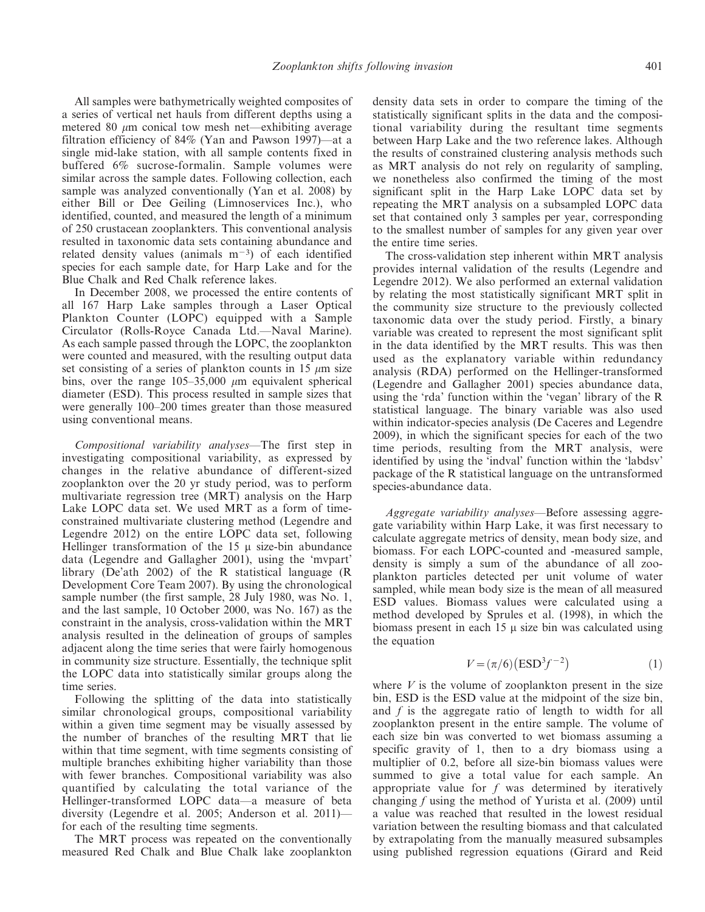All samples were bathymetrically weighted composites of a series of vertical net hauls from different depths using a metered 80 $\mu$m conical tow mesh net—exhibiting average filtration efficiency of 84% (Yan and Pawson 1997)—at a single mid-lake station, with all sample contents fixed in buffered 6% sucrose-formalin. Sample volumes were similar across the sample dates. Following collection, each sample was analyzed conventionally (Yan et al. 2008) by either Bill or Dee Geiling (Limnoservices Inc.), who identified, counted, and measured the length of a minimum of 250 crustacean zooplankters. This conventional analysis resulted in taxonomic data sets containing abundance and related density values (animals $m^{-3}$) of each identified species for each sample date, for Harp Lake and for the Blue Chalk and Red Chalk reference lakes.

In December 2008, we processed the entire contents of all 167 Harp Lake samples through a Laser Optical Plankton Counter (LOPC) equipped with a Sample Circulator (Rolls-Royce Canada Ltd.—Naval Marine). As each sample passed through the LOPC, the zooplankton were counted and measured, with the resulting output data set consisting of a series of plankton counts in 15 $\mu$m size bins, over the range 105–35,000 $\mu$m equivalent spherical diameter (ESD). This process resulted in sample sizes that were generally 100–200 times greater than those measured using conventional means.

*Compositional variability analyses*—The first step in investigating compositional variability, as expressed by changes in the relative abundance of different-sized zooplankton over the 20 yr study period, was to perform multivariate regression tree (MRT) analysis on the Harp Lake LOPC data set. We used MRT as a form of time-constrained multivariate clustering method (Legendre and Legendre 2012) on the entire LOPC data set, following Hellinger transformation of the 15 $\mu$ size-bin abundance data (Legendre and Gallagher 2001), using the 'mvpart' library (De'ath 2002) of the R statistical language (R Development Core Team 2007). By using the chronological sample number (the first sample, 28 July 1980, was No. 1, and the last sample, 10 October 2000, was No. 167) as the constraint in the analysis, cross-validation within the MRT analysis resulted in the delineation of groups of samples adjacent along the time series that were fairly homogenous in community size structure. Essentially, the technique split the LOPC data into statistically similar groups along the time series.

Following the splitting of the data into statistically similar chronological groups, compositional variability within a given time segment may be visually assessed by the number of branches of the resulting MRT that lie within that time segment, with time segments consisting of multiple branches exhibiting higher variability than those with fewer branches. Compositional variability was also quantified by calculating the total variance of the Hellinger-transformed LOPC data—a measure of beta diversity (Legendre et al. 2005; Anderson et al. 2011)—for each of the resulting time segments.

The MRT process was repeated on the conventionally measured Red Chalk and Blue Chalk lake zooplankton density data sets in order to compare the timing of the statistically significant splits in the data and the compositional variability during the resultant time segments between Harp Lake and the two reference lakes. Although the results of constrained clustering analysis methods such as MRT analysis do not rely on regularity of sampling, we nonetheless also confirmed the timing of the most significant split in the Harp Lake LOPC data set by repeating the MRT analysis on a subsampled LOPC data set that contained only 3 samples per year, corresponding to the smallest number of samples for any given year over the entire time series.

The cross-validation step inherent within MRT analysis provides internal validation of the results (Legendre and Legendre 2012). We also performed an external validation by relating the most statistically significant MRT split in the community size structure to the previously collected taxonomic data over the study period. Firstly, a binary variable was created to represent the most significant split in the data identified by the MRT results. This was then used as the explanatory variable within redundancy analysis (RDA) performed on the Hellinger-transformed (Legendre and Gallagher 2001) species abundance data, using the 'rda' function within the 'vegan' library of the R statistical language. The binary variable was also used within indicator-species analysis (De Caceres and Legendre 2009), in which the significant species for each of the two time periods, resulting from the MRT analysis, were identified by using the 'indval' function within the 'labdsv' package of the R statistical language on the untransformed species-abundance data.

*Aggregate variability analyses*—Before assessing aggregate variability within Harp Lake, it was first necessary to calculate aggregate metrics of density, mean body size, and biomass. For each LOPC-counted and -measured sample, density is simply a sum of the abundance of all zooplankton particles detected per unit volume of water sampled, while mean body size is the mean of all measured ESD values. Biomass values were calculated using a method developed by Sprules et al. (1998), in which the biomass present in each 15 $\mu$ size bin was calculated using the equation

$$V = (\pi/6)\left(\mathrm{ESD}^3 f^{-2}\right) \tag{1}$$

where $V$ is the volume of zooplankton present in the size bin, ESD is the ESD value at the midpoint of the size bin, and $f$ is the aggregate ratio of length to width for all zooplankton present in the entire sample. The volume of each size bin was converted to wet biomass assuming a specific gravity of 1, then to a dry biomass using a multiplier of 0.2, before all size-bin biomass values were summed to give a total value for each sample. An appropriate value for $f$ was determined by iteratively changing $f$ using the method of Yurista et al. (2009) until a value was reached that resulted in the lowest residual variation between the resulting biomass and that calculated by extrapolating from the manually measured subsamples using published regression equations (Girard and Reid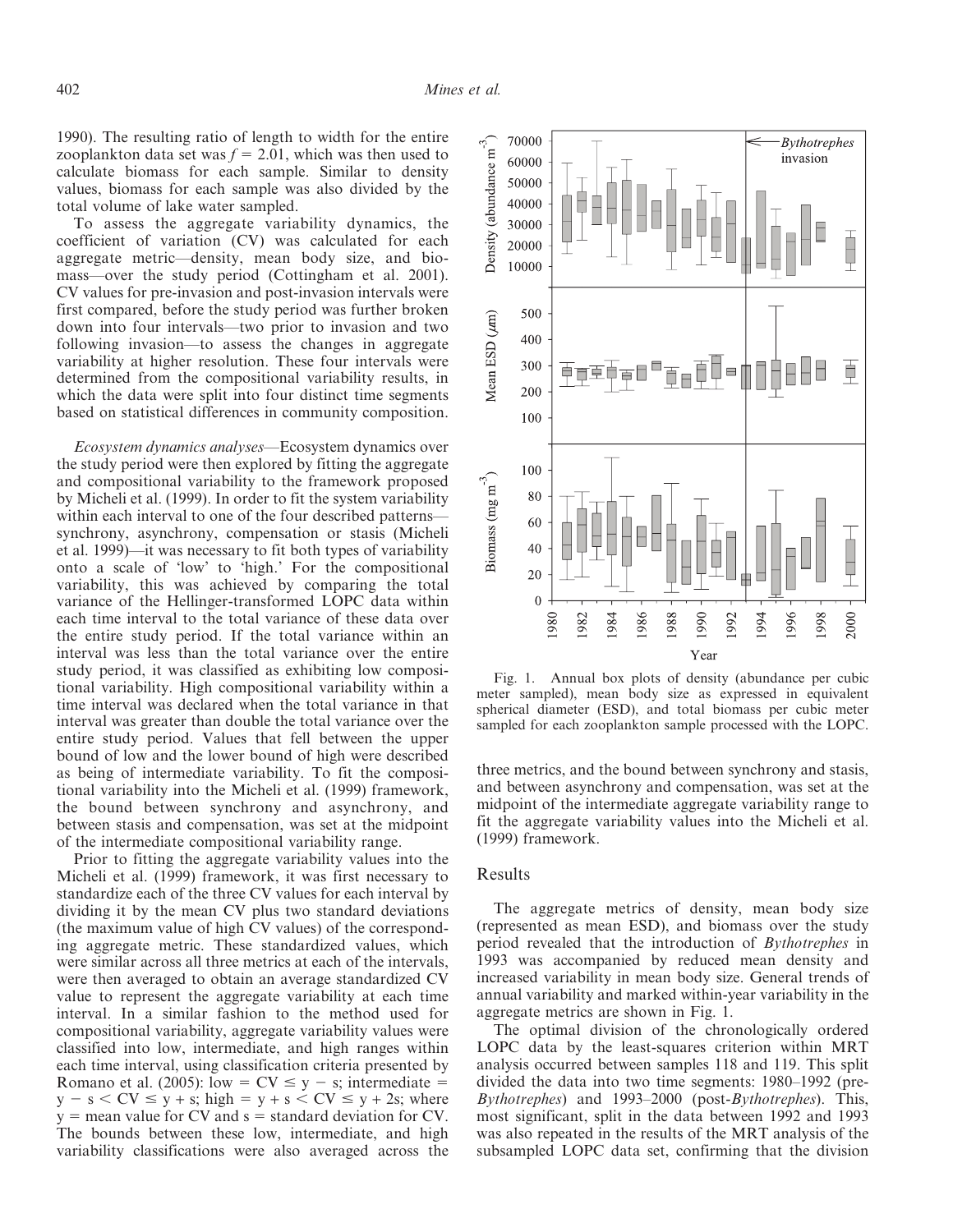1990). The resulting ratio of length to width for the entire zooplankton data set was $f = 2.01$, which was then used to calculate biomass for each sample. Similar to density values, biomass for each sample was also divided by the total volume of lake water sampled.

To assess the aggregate variability dynamics, the coefficient of variation (CV) was calculated for each aggregate metric—density, mean body size, and biomass—over the study period (Cottingham et al. 2001). CV values for pre-invasion and post-invasion intervals were first compared, before the study period was further broken down into four intervals—two prior to invasion and two following invasion—to assess the changes in aggregate variability at higher resolution. These four intervals were determined from the compositional variability results, in which the data were split into four distinct time segments based on statistical differences in community composition.

*Ecosystem dynamics analyses*—Ecosystem dynamics over the study period were then explored by fitting the aggregate and compositional variability to the framework proposed by Micheli et al. (1999). In order to fit the system variability within each interval to one of the four described patterns—synchrony, asynchrony, compensation or stasis (Micheli et al. 1999)—it was necessary to fit both types of variability onto a scale of 'low' to 'high.' For the compositional variability, this was achieved by comparing the total variance of the Hellinger-transformed LOPC data within each time interval to the total variance of these data over the entire study period. If the total variance within an interval was less than the total variance over the entire study period, it was classified as exhibiting low compositional variability. High compositional variability within a time interval was declared when the total variance in that interval was greater than double the total variance over the entire study period. Values that fell between the upper bound of low and the lower bound of high were described as being of intermediate variability. To fit the compositional variability into the Micheli et al. (1999) framework, the bound between synchrony and asynchrony, and between stasis and compensation, was set at the midpoint of the intermediate compositional variability range.

Prior to fitting the aggregate variability values into the Micheli et al. (1999) framework, it was first necessary to standardize each of the three CV values for each interval by dividing it by the mean CV plus two standard deviations (the maximum value of high CV values) of the corresponding aggregate metric. These standardized values, which were similar across all three metrics at each of the intervals, were then averaged to obtain an average standardized CV value to represent the aggregate variability at each time interval. In a similar fashion to the method used for compositional variability, aggregate variability values were classified into low, intermediate, and high ranges within each time interval, using classification criteria presented by Romano et al. (2005): low = $CV \leq y - s$; intermediate = $y - s < CV \leq y + s$; high = $y + s < CV \leq y + 2s$; where $y$ = mean value for CV and $s$ = standard deviation for CV. The bounds between these low, intermediate, and high variability classifications were also averaged across the three metrics, and the bound between synchrony and stasis, and between asynchrony and compensation, was set at the midpoint of the intermediate aggregate variability range to fit the aggregate variability values into the Micheli et al. (1999) framework.

Density (abundance m$^{-3}$)
70000
60000
50000
40000
30000
20000
10000
*Bythotrephes* invasion

Mean ESD ($\mu$m)
500
400
300
200
100

Biomass (mg m$^{-3}$)
100
80
60
40
20
0

1980 1982 1984 1986 1988 1990 1992 1994 1996 1998 2000

Year

Fig. 1. Annual box plots of density (abundance per cubic meter sampled), mean body size as expressed in equivalent spherical diameter (ESD), and total biomass per cubic meter sampled for each zooplankton sample processed with the LOPC.

## Results

The aggregate metrics of density, mean body size (represented as mean ESD), and biomass over the study period revealed that the introduction of *Bythotrephes* in 1993 was accompanied by reduced mean density and increased variability in mean body size. General trends of annual variability and marked within-year variability in the aggregate metrics are shown in Fig. 1.

The optimal division of the chronologically ordered LOPC data by the least-squares criterion within MRT analysis occurred between samples 118 and 119. This split divided the data into two time segments: 1980–1992 (pre-*Bythotrephes*) and 1993–2000 (post-*Bythotrephes*). This, most significant, split in the data between 1992 and 1993 was also repeated in the results of the MRT analysis of the subsampled LOPC data set, confirming that the division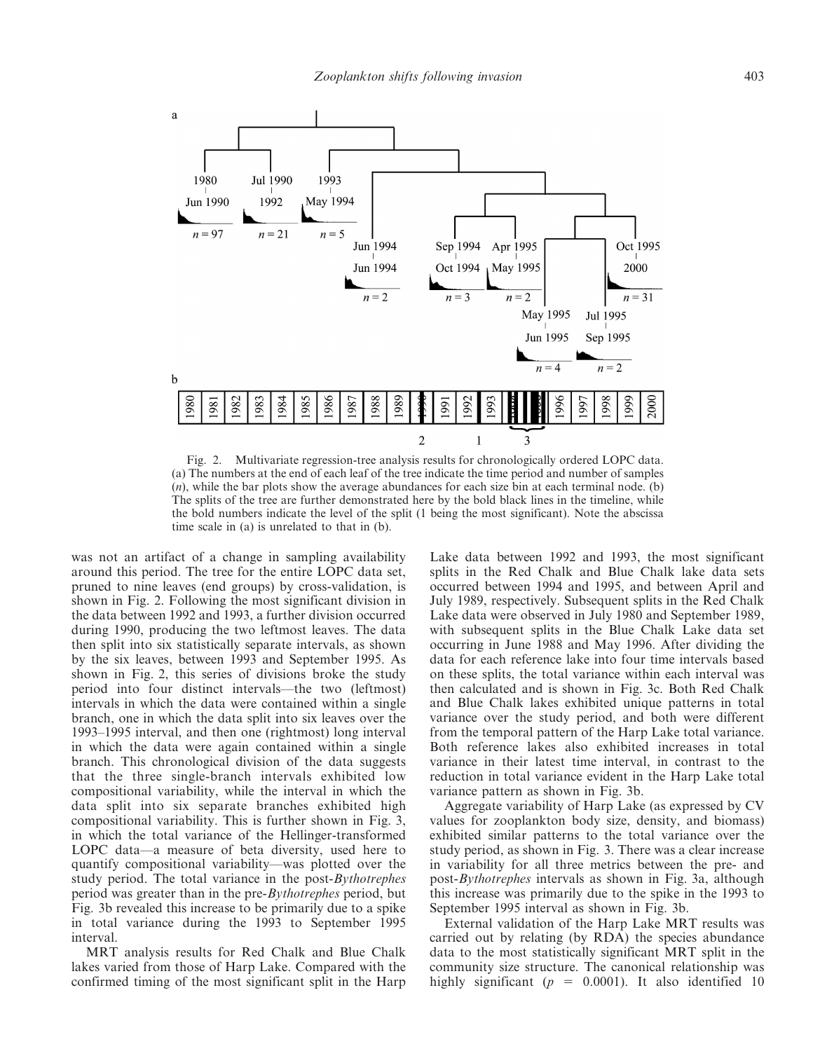Fig. 2. Multivariate regression-tree analysis results for chronologically ordered LOPC data. (a) The numbers at the end of each leaf of the tree indicate the time period and number of samples ($n$), while the bar plots show the average abundances for each size bin at each terminal node. (b) The splits of the tree are further demonstrated here by the bold black lines in the timeline, while the bold numbers indicate the level of the split (1 being the most significant). Note the abscissa time scale in (a) is unrelated to that in (b).

was not an artifact of a change in sampling availability around this period. The tree for the entire LOPC data set, pruned to nine leaves (end groups) by cross-validation, is shown in Fig. 2. Following the most significant division in the data between 1992 and 1993, a further division occurred during 1990, producing the two leftmost leaves. The data then split into six statistically separate intervals, as shown by the six leaves, between 1993 and September 1995. As shown in Fig. 2, this series of divisions broke the study period into four distinct intervals—the two (leftmost) intervals in which the data were contained within a single branch, one in which the data split into six leaves over the 1993–1995 interval, and then one (rightmost) long interval in which the data were again contained within a single branch. This chronological division of the data suggests that the three single-branch intervals exhibited low compositional variability, while the interval in which the data split into six separate branches exhibited high compositional variability. This is further shown in Fig. 3, in which the total variance of the Hellinger-transformed LOPC data—a measure of beta diversity, used here to quantify compositional variability—was plotted over the study period. The total variance in the post-*Bythotrephes* period was greater than in the pre-*Bythotrephes* period, but Fig. 3b revealed this increase to be primarily due to a spike in total variance during the 1993 to September 1995 interval.

MRT analysis results for Red Chalk and Blue Chalk lakes varied from those of Harp Lake. Compared with the confirmed timing of the most significant split in the Harp Lake data between 1992 and 1993, the most significant splits in the Red Chalk and Blue Chalk lake data sets occurred between 1994 and 1995, and between April and July 1989, respectively. Subsequent splits in the Red Chalk Lake data were observed in July 1980 and September 1989, with subsequent splits in the Blue Chalk Lake data set occurring in June 1988 and May 1996. After dividing the data for each reference lake into four time intervals based on these splits, the total variance within each interval was then calculated and is shown in Fig. 3c. Both Red Chalk and Blue Chalk lakes exhibited unique patterns in total variance over the study period, and both were different from the temporal pattern of the Harp Lake total variance. Both reference lakes also exhibited increases in total variance in their latest time interval, in contrast to the reduction in total variance evident in the Harp Lake total variance pattern as shown in Fig. 3b.

Aggregate variability of Harp Lake (as expressed by CV values for zooplankton body size, density, and biomass) exhibited similar patterns to the total variance over the study period, as shown in Fig. 3. There was a clear increase in variability for all three metrics between the pre- and post-*Bythotrephes* intervals as shown in Fig. 3a, although this increase was primarily due to the spike in the 1993 to September 1995 interval as shown in Fig. 3b.

External validation of the Harp Lake MRT results was carried out by relating (by RDA) the species abundance data to the most statistically significant MRT split in the community size structure. The canonical relationship was highly significant ($p = 0.0001$). It also identified 10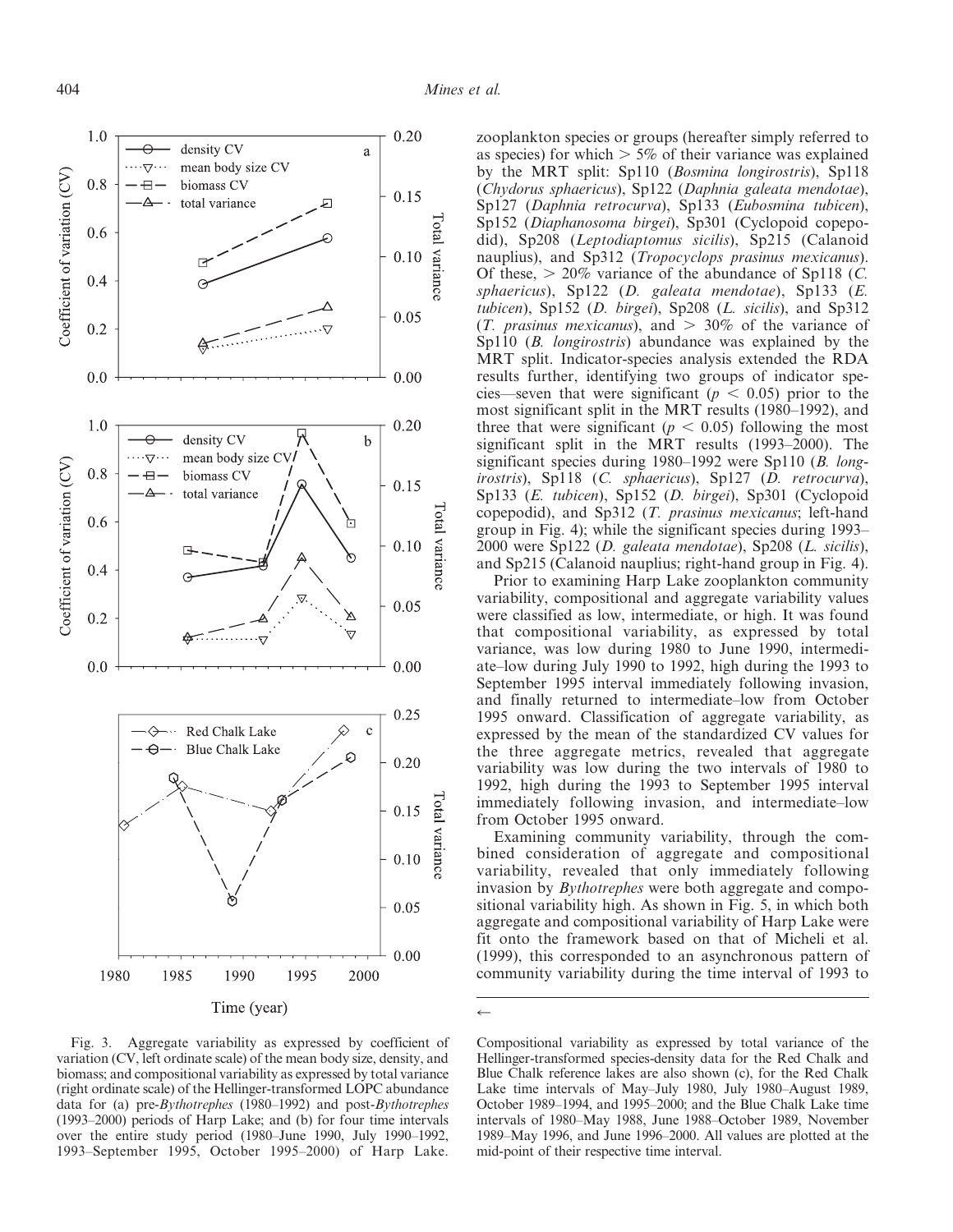zooplankton species or groups (hereafter simply referred to as species) for which $> 5\%$ of their variance was explained by the MRT split: Sp110 (*Bosmina longirostris*), Sp118 (*Chydorus sphaericus*), Sp122 (*Daphnia galeata mendotae*), Sp127 (*Daphnia retrocurva*), Sp133 (*Eubosmina tubicen*), Sp152 (*Diaphanosoma birgei*), Sp301 (Cyclopoid copepodid), Sp208 (*Leptodiaptomus sicilis*), Sp215 (Calanoid nauplius), and Sp312 (*Tropocyclops prasinus mexicanus*). Of these, $> 20\%$ variance of the abundance of Sp118 (*C. sphaericus*), Sp122 (*D. galeata mendotae*), Sp133 (*E. tubicen*), Sp152 (*D. birgei*), Sp208 (*L. sicilis*), and Sp312 (*T. prasinus mexicanus*), and $> 30\%$ of the variance of Sp110 (*B. longirostris*) abundance was explained by the MRT split. Indicator-species analysis extended the RDA results further, identifying two groups of indicator species—seven that were significant ($p < 0.05$) prior to the most significant split in the MRT results (1980–1992), and three that were significant ($p < 0.05$) following the most significant split in the MRT results (1993–2000). The significant species during 1980–1992 were Sp110 (*B. longirostris*), Sp118 (*C. sphaericus*), Sp127 (*D. retrocurva*), Sp133 (*E. tubicen*), Sp152 (*D. birgei*), Sp301 (Cyclopoid copepodid), and Sp312 (*T. prasinus mexicanus*; left-hand group in Fig. 4); while the significant species during 1993–2000 were Sp122 (*D. galeata mendotae*), Sp208 (*L. sicilis*), and Sp215 (Calanoid nauplius; right-hand group in Fig. 4).

Prior to examining Harp Lake zooplankton community variability, compositional and aggregate variability values were classified as low, intermediate, or high. It was found that compositional variability, as expressed by total variance, was low during 1980 to June 1990, intermediate–low during July 1990 to 1992, high during the 1993 to September 1995 interval immediately following invasion, and finally returned to intermediate–low from October 1995 onward. Classification of aggregate variability, as expressed by the mean of the standardized CV values for the three aggregate metrics, revealed that aggregate variability was low during the two intervals of 1980 to 1992, high during the 1993 to September 1995 interval immediately following invasion, and intermediate–low from October 1995 onward.

Examining community variability, through the combined consideration of aggregate and compositional variability, revealed that only immediately following invasion by *Bythotrephes* were both aggregate and compositional variability high. As shown in Fig. 5, in which both aggregate and compositional variability of Harp Lake were fit onto the framework based on that of Micheli et al. (1999), this corresponded to an asynchronous pattern of community variability during the time interval of 1993 to

Fig. 3. Aggregate variability as expressed by coefficient of variation (CV, left ordinate scale) of the mean body size, density, and biomass; and compositional variability as expressed by total variance (right ordinate scale) of the Hellinger-transformed LOPC abundance data for (a) pre-*Bythotrephes* (1980–1992) and post-*Bythotrephes* (1993–2000) periods of Harp Lake; and (b) for four time intervals over the entire study period (1980–June 1990, July 1990–1992, 1993–September 1995, October 1995–2000) of Harp Lake. Compositional variability as expressed by total variance of the Hellinger-transformed species-density data for the Red Chalk and Blue Chalk reference lakes are also shown (c), for the Red Chalk Lake time intervals of May–July 1980, July 1980–August 1989, October 1989–1994, and 1995–2000; and the Blue Chalk Lake time intervals of 1980–May 1988, June 1988–October 1989, November 1989–May 1996, and June 1996–2000. All values are plotted at the mid-point of their respective time interval.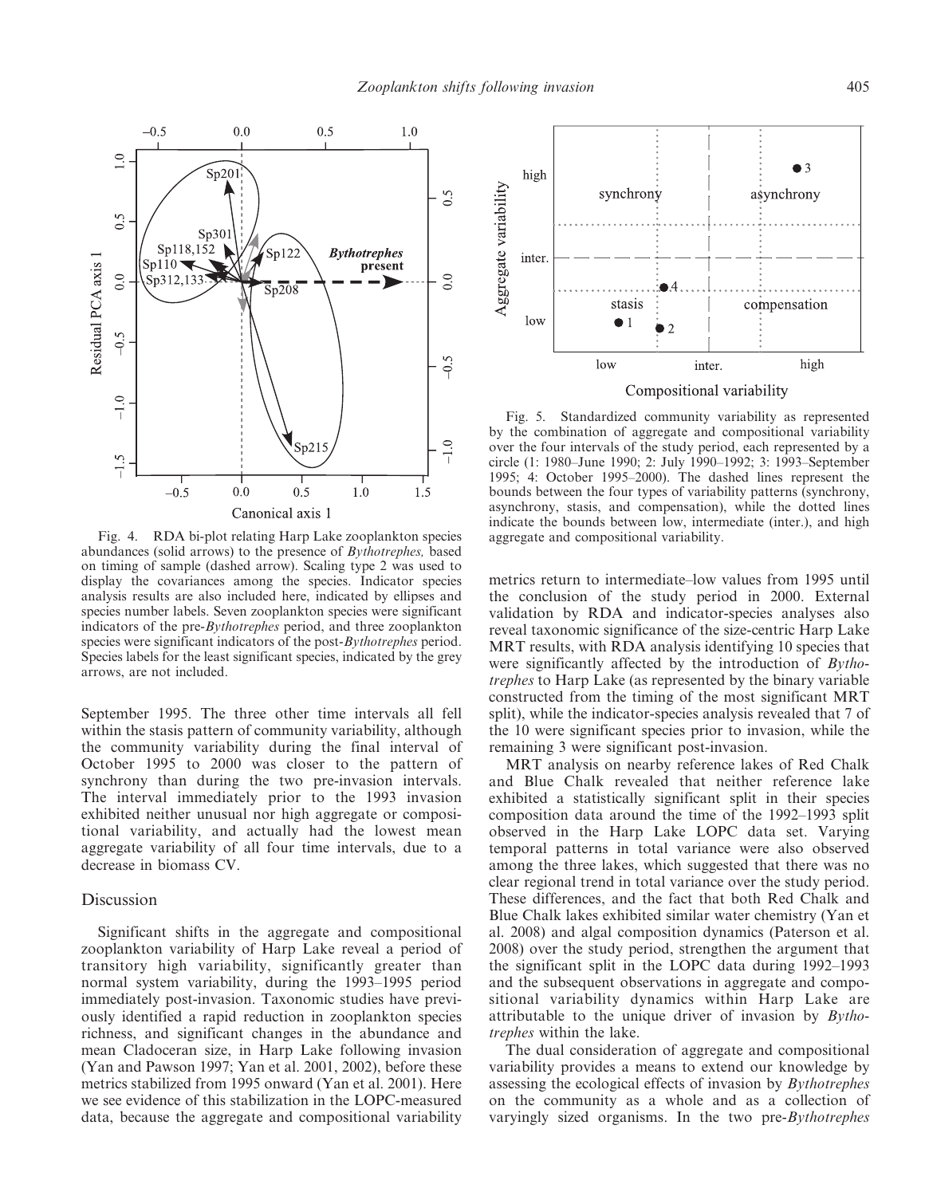Fig. 4. RDA bi-plot relating Harp Lake zooplankton species abundances (solid arrows) to the presence of *Bythotrephes,* based on timing of sample (dashed arrow). Scaling type 2 was used to display the covariances among the species. Indicator species analysis results are also included here, indicated by ellipses and species number labels. Seven zooplankton species were significant indicators of the pre-*Bythotrephes* period, and three zooplankton species were significant indicators of the post-*Bythotrephes* period. Species labels for the least significant species, indicated by the grey arrows, are not included.

Fig. 5. Standardized community variability as represented by the combination of aggregate and compositional variability over the four intervals of the study period, each represented by a circle (1: 1980–June 1990; 2: July 1990–1992; 3: 1993–September 1995; 4: October 1995–2000). The dashed lines represent the bounds between the four types of variability patterns (synchrony, asynchrony, stasis, and compensation), while the dotted lines indicate the bounds between low, intermediate (inter.), and high aggregate and compositional variability.

September 1995. The three other time intervals all fell within the stasis pattern of community variability, although the community variability during the final interval of October 1995 to 2000 was closer to the pattern of synchrony than during the two pre-invasion intervals. The interval immediately prior to the 1993 invasion exhibited neither unusual nor high aggregate or compositional variability, and actually had the lowest mean aggregate variability of all four time intervals, due to a decrease in biomass CV.

## Discussion

Significant shifts in the aggregate and compositional zooplankton variability of Harp Lake reveal a period of transitory high variability, significantly greater than normal system variability, during the 1993–1995 period immediately post-invasion. Taxonomic studies have previously identified a rapid reduction in zooplankton species richness, and significant changes in the abundance and mean Cladoceran size, in Harp Lake following invasion (Yan and Pawson 1997; Yan et al. 2001, 2002), before these metrics stabilized from 1995 onward (Yan et al. 2001). Here we see evidence of this stabilization in the LOPC-measured data, because the aggregate and compositional variability metrics return to intermediate–low values from 1995 until the conclusion of the study period in 2000. External validation by RDA and indicator-species analyses also reveal taxonomic significance of the size-centric Harp Lake MRT results, with RDA analysis identifying 10 species that were significantly affected by the introduction of *Bythotrephes* to Harp Lake (as represented by the binary variable constructed from the timing of the most significant MRT split), while the indicator-species analysis revealed that 7 of the 10 were significant species prior to invasion, while the remaining 3 were significant post-invasion.

MRT analysis on nearby reference lakes of Red Chalk and Blue Chalk revealed that neither reference lake exhibited a statistically significant split in their species composition data around the time of the 1992–1993 split observed in the Harp Lake LOPC data set. Varying temporal patterns in total variance were also observed among the three lakes, which suggested that there was no clear regional trend in total variance over the study period. These differences, and the fact that both Red Chalk and Blue Chalk lakes exhibited similar water chemistry (Yan et al. 2008) and algal composition dynamics (Paterson et al. 2008) over the study period, strengthen the argument that the significant split in the LOPC data during 1992–1993 and the subsequent observations in aggregate and compositional variability dynamics within Harp Lake are attributable to the unique driver of invasion by *Bythotrephes* within the lake.

The dual consideration of aggregate and compositional variability provides a means to extend our knowledge by assessing the ecological effects of invasion by *Bythotrephes* on the community as a whole and as a collection of varyingly sized organisms. In the two pre-*Bythotrephes*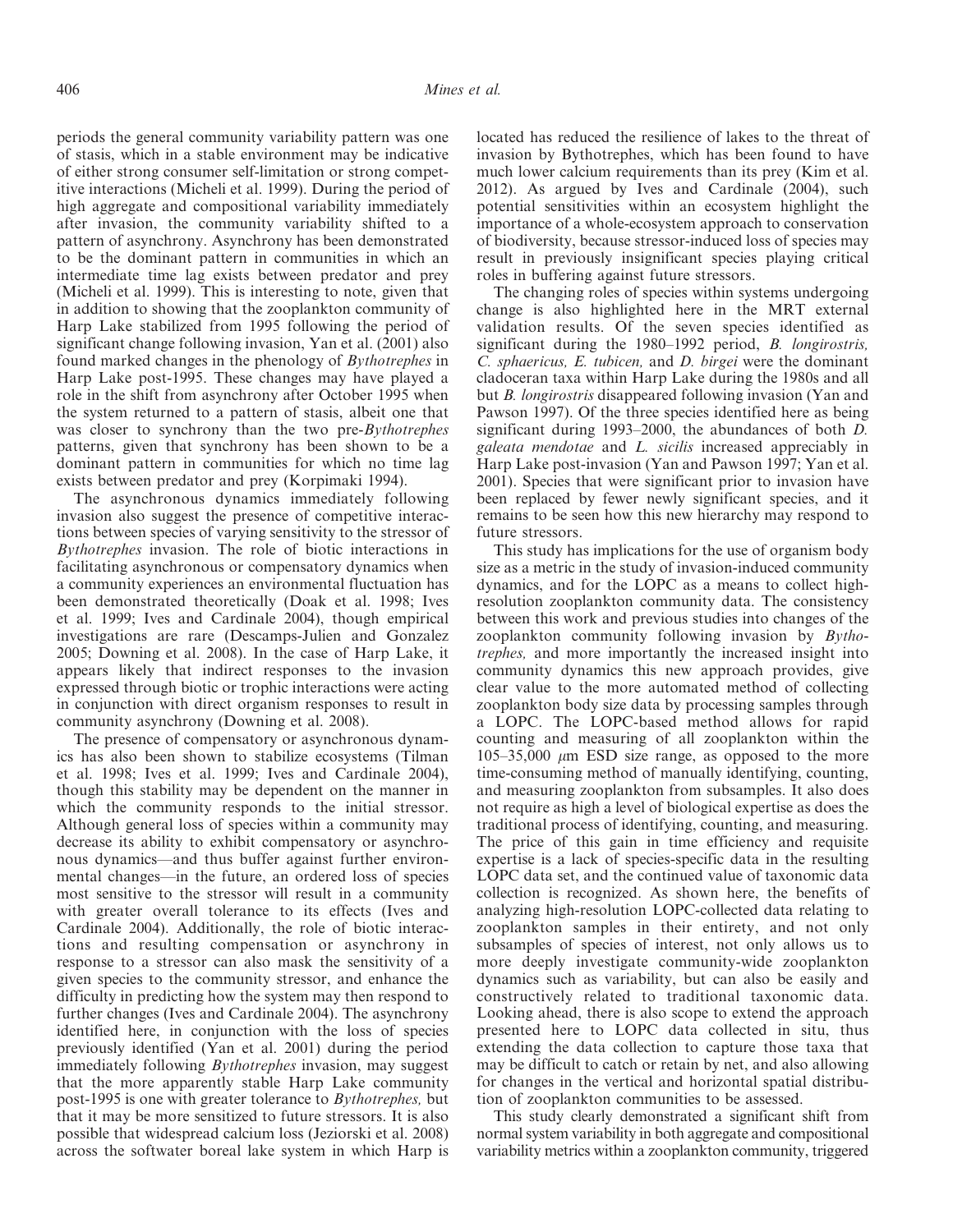periods the general community variability pattern was one of stasis, which in a stable environment may be indicative of either strong consumer self-limitation or strong competitive interactions (Micheli et al. 1999). During the period of high aggregate and compositional variability immediately after invasion, the community variability shifted to a pattern of asynchrony. Asynchrony has been demonstrated to be the dominant pattern in communities in which an intermediate time lag exists between predator and prey (Micheli et al. 1999). This is interesting to note, given that in addition to showing that the zooplankton community of Harp Lake stabilized from 1995 following the period of significant change following invasion, Yan et al. (2001) also found marked changes in the phenology of *Bythotrephes* in Harp Lake post-1995. These changes may have played a role in the shift from asynchrony after October 1995 when the system returned to a pattern of stasis, albeit one that was closer to synchrony than the two pre-*Bythotrephes* patterns, given that synchrony has been shown to be a dominant pattern in communities for which no time lag exists between predator and prey (Korpimaki 1994).

The asynchronous dynamics immediately following invasion also suggest the presence of competitive interactions between species of varying sensitivity to the stressor of *Bythotrephes* invasion. The role of biotic interactions in facilitating asynchronous or compensatory dynamics when a community experiences an environmental fluctuation has been demonstrated theoretically (Doak et al. 1998; Ives et al. 1999; Ives and Cardinale 2004), though empirical investigations are rare (Descamps-Julien and Gonzalez 2005; Downing et al. 2008). In the case of Harp Lake, it appears likely that indirect responses to the invasion expressed through biotic or trophic interactions were acting in conjunction with direct organism responses to result in community asynchrony (Downing et al. 2008).

The presence of compensatory or asynchronous dynamics has also been shown to stabilize ecosystems (Tilman et al. 1998; Ives et al. 1999; Ives and Cardinale 2004), though this stability may be dependent on the manner in which the community responds to the initial stressor. Although general loss of species within a community may decrease its ability to exhibit compensatory or asynchronous dynamics—and thus buffer against further environmental changes—in the future, an ordered loss of species most sensitive to the stressor will result in a community with greater overall tolerance to its effects (Ives and Cardinale 2004). Additionally, the role of biotic interactions and resulting compensation or asynchrony in response to a stressor can also mask the sensitivity of a given species to the community stressor, and enhance the difficulty in predicting how the system may then respond to further changes (Ives and Cardinale 2004). The asynchrony identified here, in conjunction with the loss of species previously identified (Yan et al. 2001) during the period immediately following *Bythotrephes* invasion, may suggest that the more apparently stable Harp Lake community post-1995 is one with greater tolerance to *Bythotrephes,* but that it may be more sensitized to future stressors. It is also possible that widespread calcium loss (Jeziorski et al. 2008) across the softwater boreal lake system in which Harp is located has reduced the resilience of lakes to the threat of invasion by Bythotrephes, which has been found to have much lower calcium requirements than its prey (Kim et al. 2012). As argued by Ives and Cardinale (2004), such potential sensitivities within an ecosystem highlight the importance of a whole-ecosystem approach to conservation of biodiversity, because stressor-induced loss of species may result in previously insignificant species playing critical roles in buffering against future stressors.

The changing roles of species within systems undergoing change is also highlighted here in the MRT external validation results. Of the seven species identified as significant during the 1980–1992 period, *B. longirostris, C. sphaericus, E. tubicen,* and *D. birgei* were the dominant cladoceran taxa within Harp Lake during the 1980s and all but *B. longirostris* disappeared following invasion (Yan and Pawson 1997). Of the three species identified here as being significant during 1993–2000, the abundances of both *D. galeata mendotae* and *L. sicilis* increased appreciably in Harp Lake post-invasion (Yan and Pawson 1997; Yan et al. 2001). Species that were significant prior to invasion have been replaced by fewer newly significant species, and it remains to be seen how this new hierarchy may respond to future stressors.

This study has implications for the use of organism body size as a metric in the study of invasion-induced community dynamics, and for the LOPC as a means to collect high-resolution zooplankton community data. The consistency between this work and previous studies into changes of the zooplankton community following invasion by *Bythotrephes,* and more importantly the increased insight into community dynamics this new approach provides, give clear value to the more automated method of collecting zooplankton body size data by processing samples through a LOPC. The LOPC-based method allows for rapid counting and measuring of all zooplankton within the 105–35,000 $\mu$m ESD size range, as opposed to the more time-consuming method of manually identifying, counting, and measuring zooplankton from subsamples. It also does not require as high a level of biological expertise as does the traditional process of identifying, counting, and measuring. The price of this gain in time efficiency and requisite expertise is a lack of species-specific data in the resulting LOPC data set, and the continued value of taxonomic data collection is recognized. As shown here, the benefits of analyzing high-resolution LOPC-collected data relating to zooplankton samples in their entirety, and not only subsamples of species of interest, not only allows us to more deeply investigate community-wide zooplankton dynamics such as variability, but can also be easily and constructively related to traditional taxonomic data. Looking ahead, there is also scope to extend the approach presented here to LOPC data collected in situ, thus extending the data collection to capture those taxa that may be difficult to catch or retain by net, and also allowing for changes in the vertical and horizontal spatial distribution of zooplankton communities to be assessed.

This study clearly demonstrated a significant shift from normal system variability in both aggregate and compositional variability metrics within a zooplankton community, triggered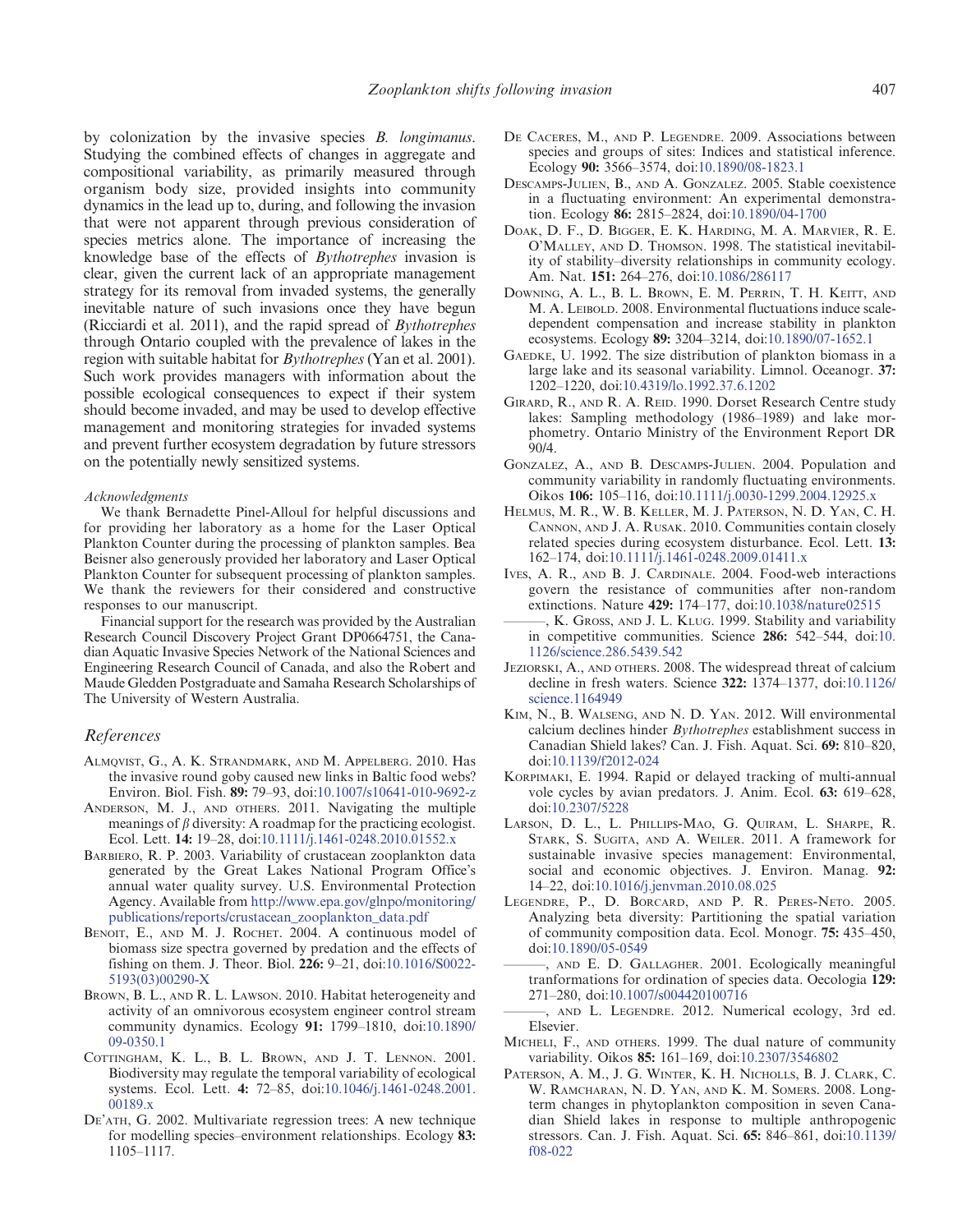by colonization by the invasive species *B. longimanus*. Studying the combined effects of changes in aggregate and compositional variability, as primarily measured through organism body size, provided insights into community dynamics in the lead up to, during, and following the invasion that were not apparent through previous consideration of species metrics alone. The importance of increasing the knowledge base of the effects of *Bythotrephes* invasion is clear, given the current lack of an appropriate management strategy for its removal from invaded systems, the generally inevitable nature of such invasions once they have begun (Ricciardi et al. 2011), and the rapid spread of *Bythotrephes* through Ontario coupled with the prevalence of lakes in the region with suitable habitat for *Bythotrephes* (Yan et al. 2001). Such work provides managers with information about the possible ecological consequences to expect if their system should become invaded, and may be used to develop effective management and monitoring strategies for invaded systems and prevent further ecosystem degradation by future stressors on the potentially newly sensitized systems.

*Acknowledgments*

We thank Bernadette Pinel-Alloul for helpful discussions and for providing her laboratory as a home for the Laser Optical Plankton Counter during the processing of plankton samples. Bea Beisner also generously provided her laboratory and Laser Optical Plankton Counter for subsequent processing of plankton samples. We thank the reviewers for their considered and constructive responses to our manuscript.

Financial support for the research was provided by the Australian Research Council Discovery Project Grant DP0664751, the Canadian Aquatic Invasive Species Network of the National Sciences and Engineering Research Council of Canada, and also the Robert and Maude Gledden Postgraduate and Samaha Research Scholarships of The University of Western Australia.

## References

Almqvist, G., A. K. Strandmark, and M. Appelberg. 2010. Has the invasive round goby caused new links in Baltic food webs? Environ. Biol. Fish. **89:** 79–93, doi:10.1007/s10641-010-9692-z

Anderson, M. J., and others. 2011. Navigating the multiple meanings of $\beta$ diversity: A roadmap for the practicing ecologist. Ecol. Lett. **14:** 19–28, doi:10.1111/j.1461-0248.2010.01552.x

Barbiero, R. P. 2003. Variability of crustacean zooplankton data generated by the Great Lakes National Program Office's annual water quality survey. U.S. Environmental Protection Agency. Available from http://www.epa.gov/glnpo/monitoring/publications/reports/crustacean_zooplankton_data.pdf

Benoit, E., and M. J. Rochet. 2004. A continuous model of biomass size spectra governed by predation and the effects of fishing on them. J. Theor. Biol. **226:** 9–21, doi:10.1016/S0022-5193(03)00290-X

Brown, B. L., and R. L. Lawson. 2010. Habitat heterogeneity and activity of an omnivorous ecosystem engineer control stream community dynamics. Ecology **91:** 1799–1810, doi:10.1890/09-0350.1

Cottingham, K. L., B. L. Brown, and J. T. Lennon. 2001. Biodiversity may regulate the temporal variability of ecological systems. Ecol. Lett. **4:** 72–85, doi:10.1046/j.1461-0248.2001.00189.x

De'ath, G. 2002. Multivariate regression trees: A new technique for modelling species–environment relationships. Ecology **83:** 1105–1117.

De Caceres, M., and P. Legendre. 2009. Associations between species and groups of sites: Indices and statistical inference. Ecology **90:** 3566–3574, doi:10.1890/08-1823.1

Descamps-Julien, B., and A. Gonzalez. 2005. Stable coexistence in a fluctuating environment: An experimental demonstration. Ecology **86:** 2815–2824, doi:10.1890/04-1700

Doak, D. F., D. Bigger, E. K. Harding, M. A. Marvier, R. E. O'Malley, and D. Thomson. 1998. The statistical inevitability of stability–diversity relationships in community ecology. Am. Nat. **151:** 264–276, doi:10.1086/286117

Downing, A. L., B. L. Brown, E. M. Perrin, T. H. Keitt, and M. A. Leibold. 2008. Environmental fluctuations induce scale-dependent compensation and increase stability in plankton ecosystems. Ecology **89:** 3204–3214, doi:10.1890/07-1652.1

Gaedke, U. 1992. The size distribution of plankton biomass in a large lake and its seasonal variability. Limnol. Oceanogr. **37:** 1202–1220, doi:10.4319/lo.1992.37.6.1202

Girard, R., and R. A. Reid. 1990. Dorset Research Centre study lakes: Sampling methodology (1986–1989) and lake morphometry. Ontario Ministry of the Environment Report DR 90/4.

Gonzalez, A., and B. Descamps-Julien. 2004. Population and community variability in randomly fluctuating environments. Oikos **106:** 105–116, doi:10.1111/j.0030-1299.2004.12925.x

Helmus, M. R., W. B. Keller, M. J. Paterson, N. D. Yan, C. H. Cannon, and J. A. Rusak. 2010. Communities contain closely related species during ecosystem disturbance. Ecol. Lett. **13:** 162–174, doi:10.1111/j.1461-0248.2009.01411.x

Ives, A. R., and B. J. Cardinale. 2004. Food-web interactions govern the resistance of communities after non-random extinctions. Nature **429:** 174–177, doi:10.1038/nature02515

———, K. Gross, and J. L. Klug. 1999. Stability and variability in competitive communities. Science **286:** 542–544, doi:10.1126/science.286.5439.542

Jeziorski, A., and others. 2008. The widespread threat of calcium decline in fresh waters. Science **322:** 1374–1377, doi:10.1126/science.1164949

Kim, N., B. Walseng, and N. D. Yan. 2012. Will environmental calcium declines hinder *Bythotrephes* establishment success in Canadian Shield lakes? Can. J. Fish. Aquat. Sci. **69:** 810–820, doi:10.1139/f2012-024

Korpimaki, E. 1994. Rapid or delayed tracking of multi-annual vole cycles by avian predators. J. Anim. Ecol. **63:** 619–628, doi:10.2307/5228

Larson, D. L., L. Phillips-Mao, G. Quiram, L. Sharpe, R. Stark, S. Sugita, and A. Weiler. 2011. A framework for sustainable invasive species management: Environmental, social and economic objectives. J. Environ. Manag. **92:** 14–22, doi:10.1016/j.jenvman.2010.08.025

Legendre, P., D. Borcard, and P. R. Peres-Neto. 2005. Analyzing beta diversity: Partitioning the spatial variation of community composition data. Ecol. Monogr. **75:** 435–450, doi:10.1890/05-0549

———, and E. D. Gallagher. 2001. Ecologically meaningful tranformations for ordination of species data. Oecologia **129:** 271–280, doi:10.1007/s004420100716

———, and L. Legendre. 2012. Numerical ecology, 3rd ed. Elsevier.

Micheli, F., and others. 1999. The dual nature of community variability. Oikos **85:** 161–169, doi:10.2307/3546802

Paterson, A. M., J. G. Winter, K. H. Nicholls, B. J. Clark, C. W. Ramcharan, N. D. Yan, and K. M. Somers. 2008. Long-term changes in phytoplankton composition in seven Canadian Shield lakes in response to multiple anthropogenic stressors. Can. J. Fish. Aquat. Sci. **65:** 846–861, doi:10.1139/f08-022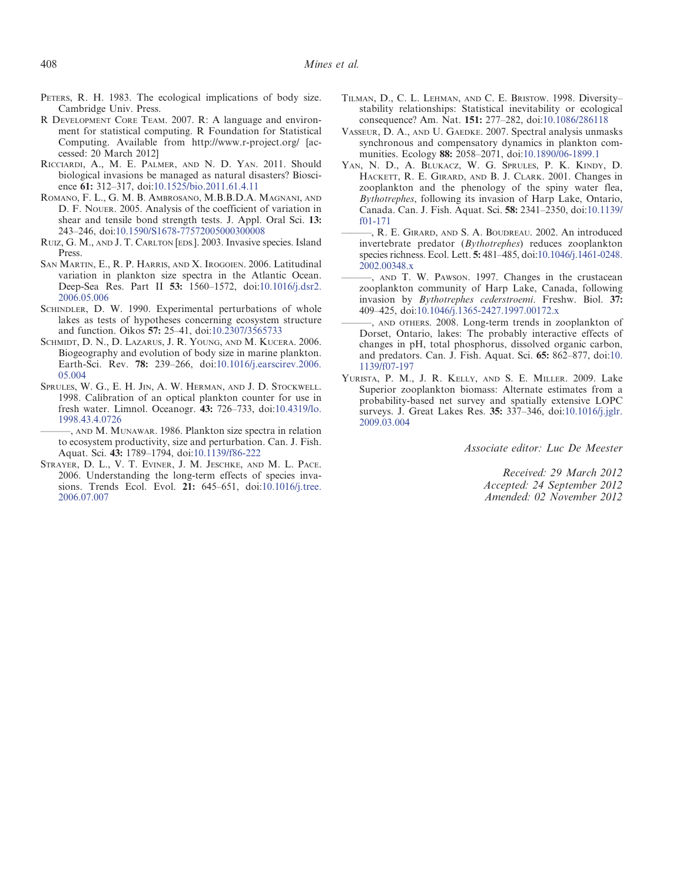Peters, R. H. 1983. The ecological implications of body size. Cambridge Univ. Press.

R Development Core Team. 2007. R: A language and environment for statistical computing. R Foundation for Statistical Computing. Available from http://www.r-project.org/ [accessed: 20 March 2012]

Ricciardi, A., M. E. Palmer, and N. D. Yan. 2011. Should biological invasions be managed as natural disasters? Bioscience **61:** 312–317, doi:10.1525/bio.2011.61.4.11

Romano, F. L., G. M. B. Ambrosano, M.B.B.D.A. Magnani, and D. F. Nouer. 2005. Analysis of the coefficient of variation in shear and tensile bond strength tests. J. Appl. Oral Sci. **13:** 243–246, doi:10.1590/S1678-77572005000300008

Ruiz, G. M., and J. T. Carlton [eds.]. 2003. Invasive species. Island Press.

San Martin, E., R. P. Harris, and X. Irogoien. 2006. Latitudinal variation in plankton size spectra in the Atlantic Ocean. Deep-Sea Res. Part II **53:** 1560–1572, doi:10.1016/j.dsr2.2006.05.006

Schindler, D. W. 1990. Experimental perturbations of whole lakes as tests of hypotheses concerning ecosystem structure and function. Oikos **57:** 25–41, doi:10.2307/3565733

Schmidt, D. N., D. Lazarus, J. R. Young, and M. Kucera. 2006. Biogeography and evolution of body size in marine plankton. Earth-Sci. Rev. **78:** 239–266, doi:10.1016/j.earscirev.2006.05.004

Sprules, W. G., E. H. Jin, A. W. Herman, and J. D. Stockwell. 1998. Calibration of an optical plankton counter for use in fresh water. Limnol. Oceanogr. **43:** 726–733, doi:10.4319/lo.1998.43.4.0726

———, and M. Munawar. 1986. Plankton size spectra in relation to ecosystem productivity, size and perturbation. Can. J. Fish. Aquat. Sci. **43:** 1789–1794, doi:10.1139/f86-222

Strayer, D. L., V. T. Eviner, J. M. Jeschke, and M. L. Pace. 2006. Understanding the long-term effects of species invasions. Trends Ecol. Evol. **21:** 645–651, doi:10.1016/j.tree.2006.07.007

Tilman, D., C. L. Lehman, and C. E. Bristow. 1998. Diversity–stability relationships: Statistical inevitability or ecological consequence? Am. Nat. **151:** 277–282, doi:10.1086/286118

Vasseur, D. A., and U. Gaedke. 2007. Spectral analysis unmasks synchronous and compensatory dynamics in plankton communities. Ecology **88:** 2058–2071, doi:10.1890/06-1899.1

Yan, N. D., A. Blukacz, W. G. Sprules, P. K. Kindy, D. Hackett, R. E. Girard, and B. J. Clark. 2001. Changes in zooplankton and the phenology of the spiny water flea, *Bythotrephes*, following its invasion of Harp Lake, Ontario, Canada. Can. J. Fish. Aquat. Sci. **58:** 2341–2350, doi:10.1139/f01-171

———, R. E. Girard, and S. A. Boudreau. 2002. An introduced invertebrate predator (*Bythotrephes*) reduces zooplankton species richness. Ecol. Lett. **5:** 481–485, doi:10.1046/j.1461-0248.2002.00348.x

———, and T. W. Pawson. 1997. Changes in the crustacean zooplankton community of Harp Lake, Canada, following invasion by *Bythotrephes cederstroemi*. Freshw. Biol. **37:** 409–425, doi:10.1046/j.1365-2427.1997.00172.x

———, and others. 2008. Long-term trends in zooplankton of Dorset, Ontario, lakes: The probably interactive effects of changes in pH, total phosphorus, dissolved organic carbon, and predators. Can. J. Fish. Aquat. Sci. **65:** 862–877, doi:10.1139/f07-197

Yurista, P. M., J. R. Kelly, and S. E. Miller. 2009. Lake Superior zooplankton biomass: Alternate estimates from a probability-based net survey and spatially extensive LOPC surveys. J. Great Lakes Res. **35:** 337–346, doi:10.1016/j.jglr.2009.03.004

*Associate editor: Luc De Meester*

*Received: 29 March 2012*
*Accepted: 24 September 2012*
*Amended: 02 November 2012*